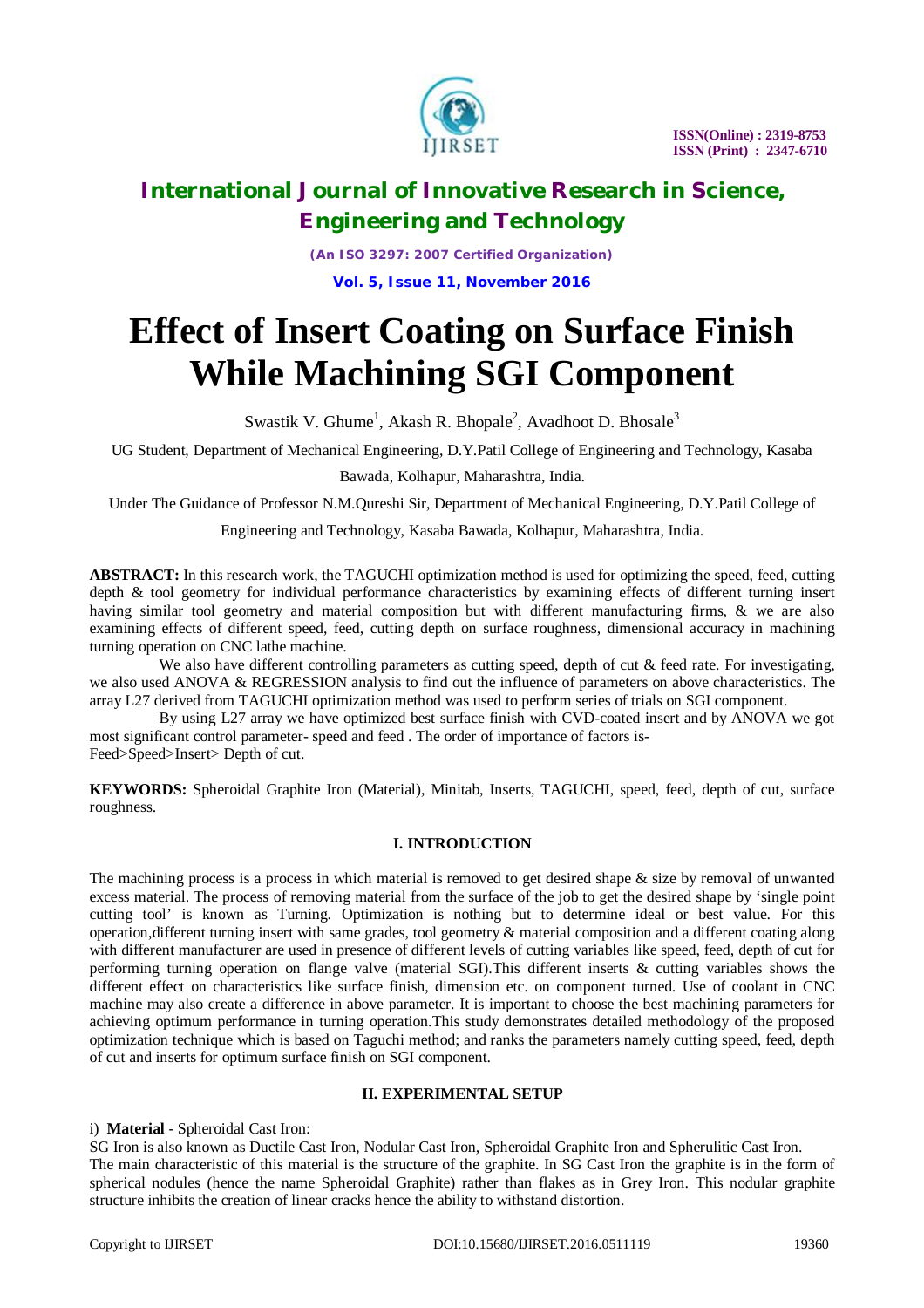# Effect of Insert Coating on Surface Finish While Machining SGI Component

Swastik V. Ghume[1], Akash R. Bhopale[2], Avadhoot D. Bhosale[3]

UG Student, Department of Mechanical Engineering, D.Y.Patil College of Engineering and Technology, Kasaba Bawada, Kolhapur, Maharashtra, India.

Under The Guidance of Professor N.M.Qureshi Sir, Department of Mechanical Engineering, D.Y.Patil College of Engineering and Technology, Kasaba Bawada, Kolhapur, Maharashtra, India.

**ABSTRACT:** In this research work, the TAGUCHI optimization method is used for optimizing the speed, feed, cutting depth & tool geometry for individual performance characteristics by examining effects of different turning insert having similar tool geometry and material composition but with different manufacturing firms, & we are also examining effects of different speed, feed, cutting depth on surface roughness, dimensional accuracy in machining turning operation on CNC lathe machine.

We also have different controlling parameters as cutting speed, depth of cut & feed rate. For investigating, we also used ANOVA & REGRESSION analysis to find out the influence of parameters on above characteristics. The array L27 derived from TAGUCHI optimization method was used to perform series of trials on SGI component.

By using L27 array we have optimized best surface finish with CVD-coated insert and by ANOVA we got most significant control parameter- speed and feed . The order of importance of factors is-
Feed>Speed>Insert> Depth of cut.

**KEYWORDS:** Spheroidal Graphite Iron (Material), Minitab, Inserts, TAGUCHI, speed, feed, depth of cut, surface roughness.

## I. INTRODUCTION

The machining process is a process in which material is removed to get desired shape & size by removal of unwanted excess material. The process of removing material from the surface of the job to get the desired shape by 'single point cutting tool' is known as Turning. Optimization is nothing but to determine ideal or best value. For this operation,different turning insert with same grades, tool geometry & material composition and a different coating along with different manufacturer are used in presence of different levels of cutting variables like speed, feed, depth of cut for performing turning operation on flange valve (material SGI).This different inserts & cutting variables shows the different effect on characteristics like surface finish, dimension etc. on component turned. Use of coolant in CNC machine may also create a difference in above parameter. It is important to choose the best machining parameters for achieving optimum performance in turning operation.This study demonstrates detailed methodology of the proposed optimization technique which is based on Taguchi method; and ranks the parameters namely cutting speed, feed, depth of cut and inserts for optimum surface finish on SGI component.

## II. EXPERIMENTAL SETUP

i) **Material** - Spheroidal Cast Iron:

SG Iron is also known as Ductile Cast Iron, Nodular Cast Iron, Spheroidal Graphite Iron and Spherulitic Cast Iron.
The main characteristic of this material is the structure of the graphite. In SG Cast Iron the graphite is in the form of spherical nodules (hence the name Spheroidal Graphite) rather than flakes as in Grey Iron. This nodular graphite structure inhibits the creation of linear cracks hence the ability to withstand distortion.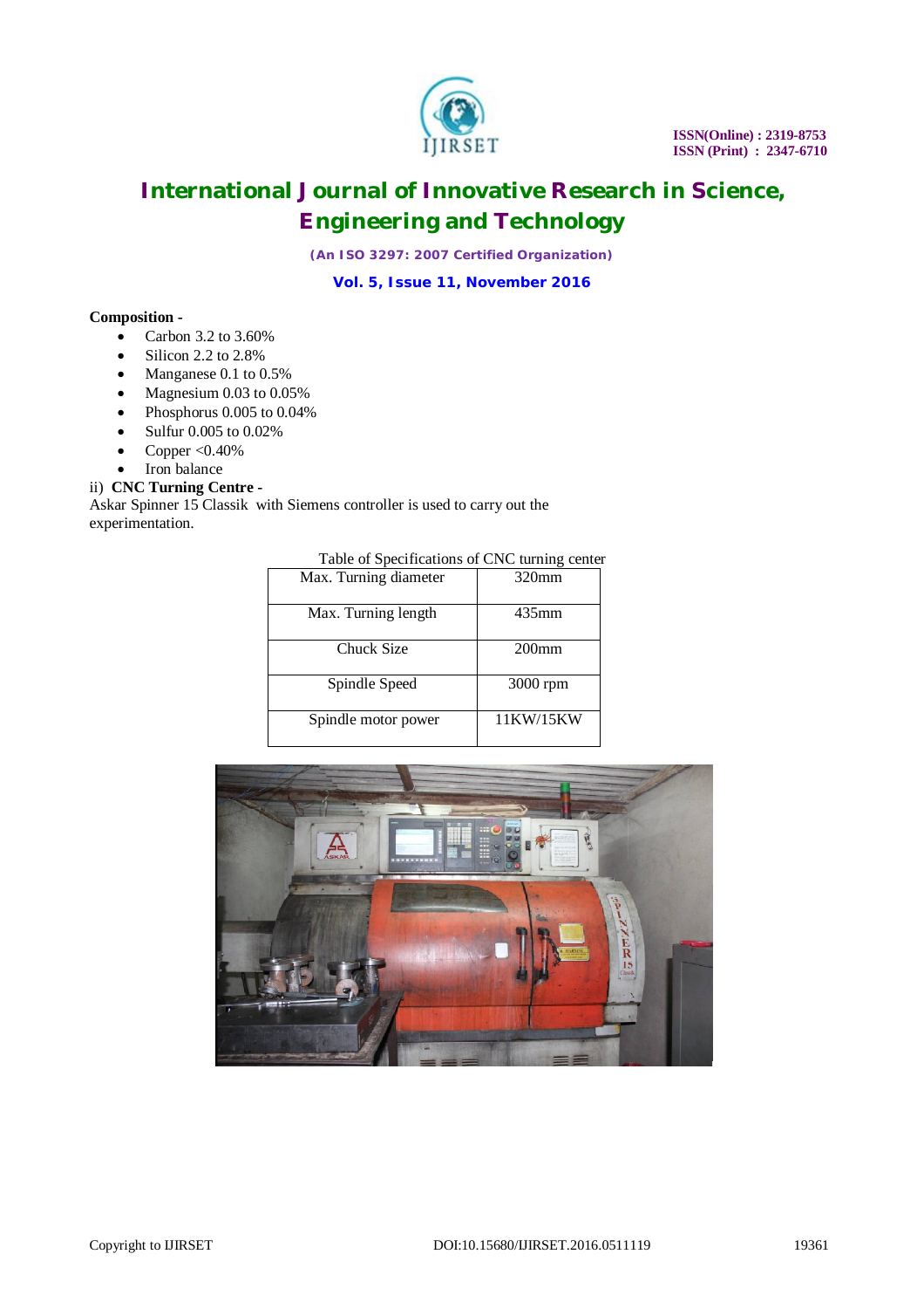**Composition -**

- Carbon 3.2 to 3.60%
- Silicon 2.2 to 2.8%
- Manganese 0.1 to 0.5%
- Magnesium 0.03 to 0.05%
- Phosphorus 0.005 to 0.04%
- Sulfur 0.005 to 0.02%
- Copper <0.40%
- Iron balance

ii) **CNC Turning Centre -**

Askar Spinner 15 Classik with Siemens controller is used to carry out the experimentation.

Table of Specifications of CNC turning center

| Max. Turning diameter | 320mm |
|---|---|
| Max. Turning length | 435mm |
| Chuck Size | 200mm |
| Spindle Speed | 3000 rpm |
| Spindle motor power | 11KW/15KW |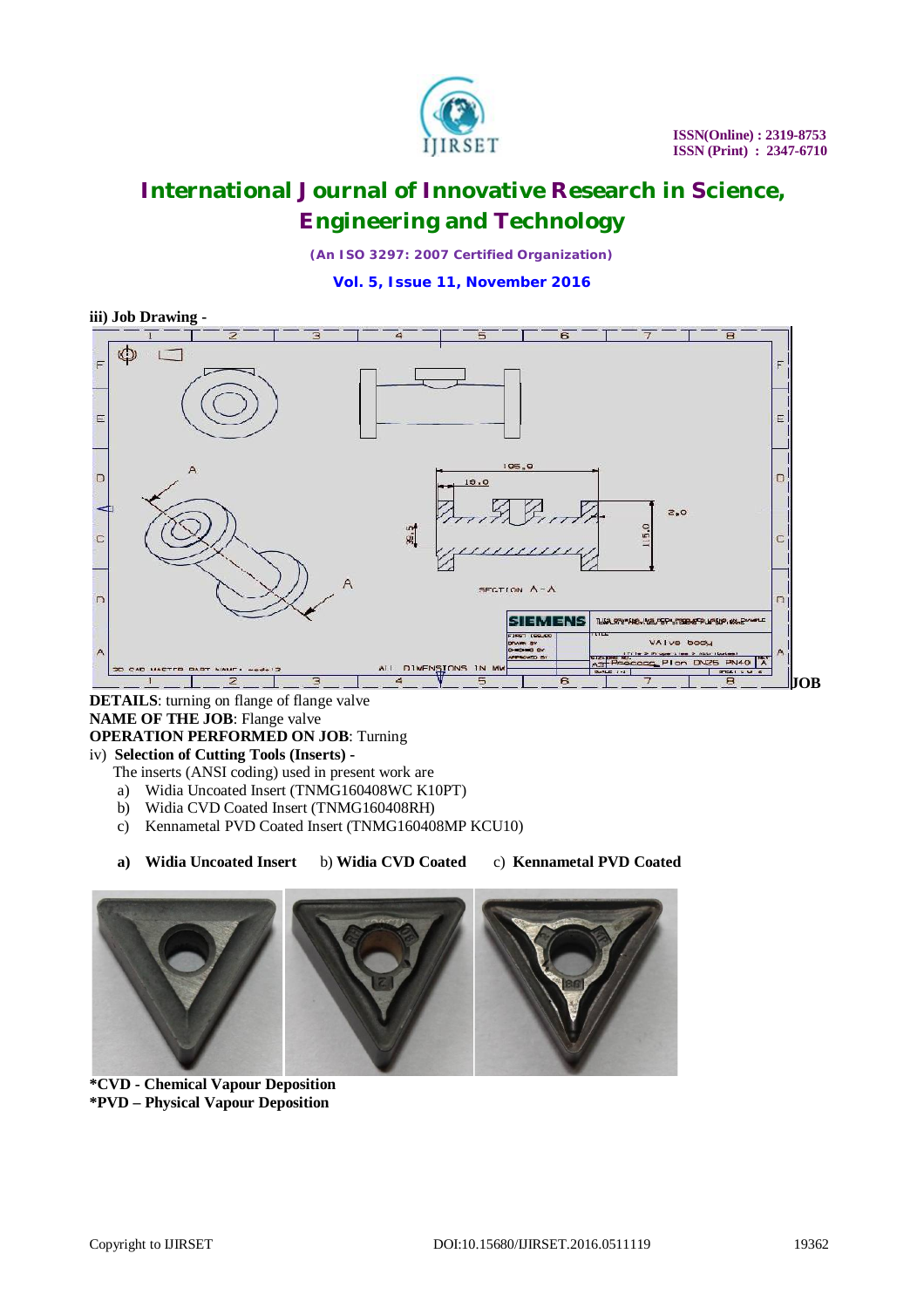iii) **Job Drawing -**

**JOB DETAILS**: turning on flange of flange valve

**NAME OF THE JOB**: Flange valve

**OPERATION PERFORMED ON JOB**: Turning

iv) **Selection of Cutting Tools (Inserts) -**

The inserts (ANSI coding) used in present work are

a) Widia Uncoated Insert (TNMG160408WC K10PT)
b) Widia CVD Coated Insert (TNMG160408RH)
c) Kennametal PVD Coated Insert (TNMG160408MP KCU10)

**a) Widia Uncoated Insert** b) **Widia CVD Coated** c) **Kennametal PVD Coated**

**\*CVD - Chemical Vapour Deposition**
**\*PVD – Physical Vapour Deposition**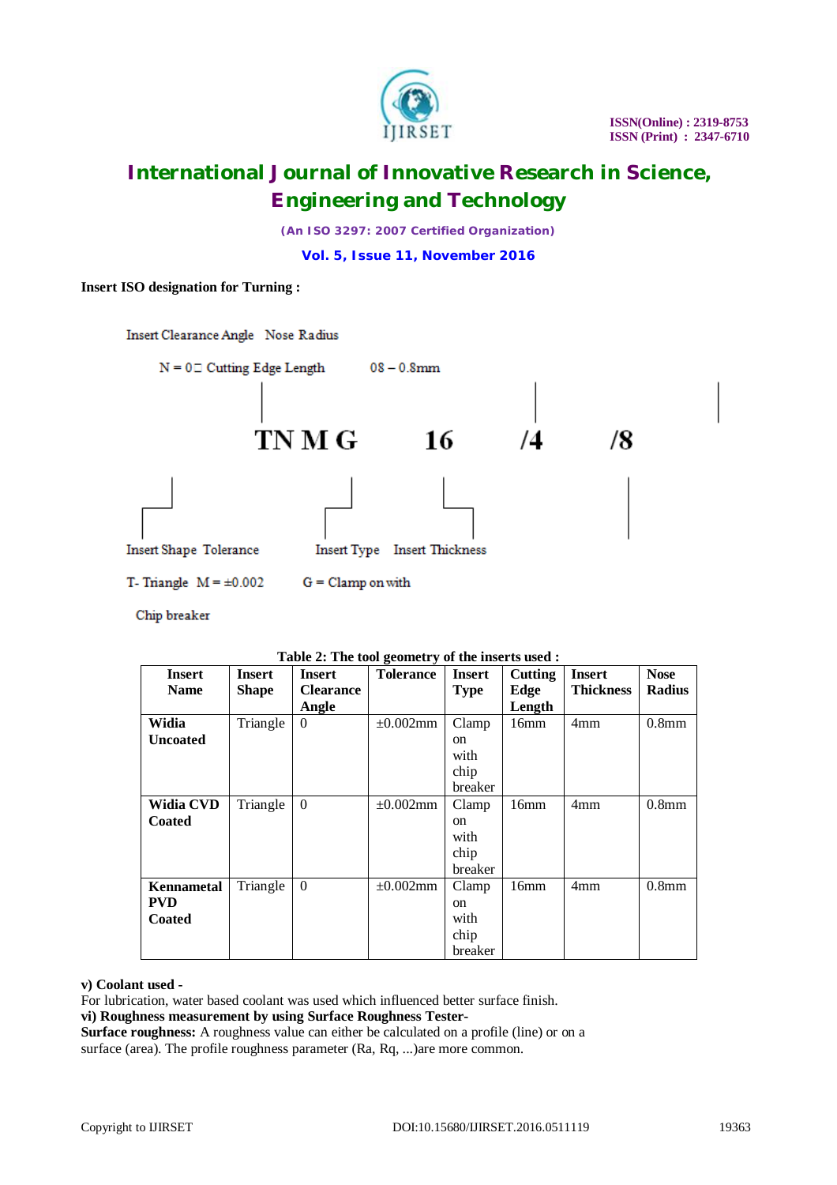**Insert ISO designation for Turning :**

Insert Clearance Angle   Nose Radius

N = 0□ Cutting Edge Length   08 – 0.8mm

**TN M G   16   /4   /8**

Insert Shape Tolerance   Insert Type   Insert Thickness

T- Triangle  M = ±0.002   G = Clamp on with

Chip breaker

**Table 2: The tool geometry of the inserts used :**

| Insert Name | Insert Shape | Insert Clearance Angle | Tolerance | Insert Type | Cutting Edge Length | Insert Thickness | Nose Radius |
|---|---|---|---|---|---|---|---|
| **Widia Uncoated** | Triangle | 0 | ±0.002mm | Clamp on with chip breaker | 16mm | 4mm | 0.8mm |
| **Widia CVD Coated** | Triangle | 0 | ±0.002mm | Clamp on with chip breaker | 16mm | 4mm | 0.8mm |
| **Kennametal PVD Coated** | Triangle | 0 | ±0.002mm | Clamp on with chip breaker | 16mm | 4mm | 0.8mm |

**v) Coolant used -**

For lubrication, water based coolant was used which influenced better surface finish.

**vi) Roughness measurement by using Surface Roughness Tester-**

**Surface roughness:** A roughness value can either be calculated on a profile (line) or on a surface (area). The profile roughness parameter (Ra, Rq, ...)are more common.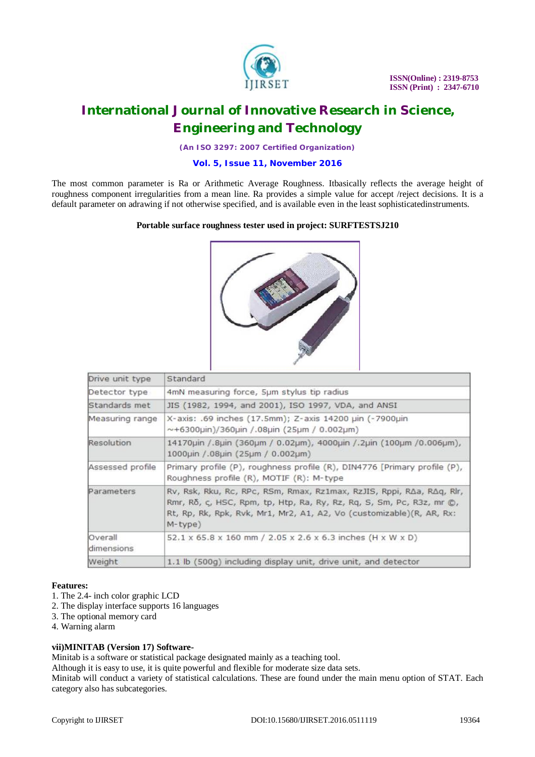The most common parameter is Ra or Arithmetic Average Roughness. Itbasically reflects the average height of roughness component irregularities from a mean line. Ra provides a simple value for accept /reject decisions. It is a default parameter on adrawing if not otherwise specified, and is available even in the least sophisticatedinstruments.

**Portable surface roughness tester used in project: SURFTESTSJ210**

| Drive unit type | Standard |
|---|---|
| Detector type | 4mN measuring force, 5µm stylus tip radius |
| Standards met | JIS (1982, 1994, and 2001), ISO 1997, VDA, and ANSI |
| Measuring range | X-axis: .69 inches (17.5mm); Z-axis 14200 µin (-7900µin ~+6300µin)/360µin /.08µin (25µm / 0.002µm) |
| Resolution | 14170µin /.8µin (360µm / 0.02µm), 4000µin /.2µin (100µm /0.006µm), 1000µin /.08µin (25µm / 0.002µm) |
| Assessed profile | Primary profile (P), roughness profile (R), DIN4776 [Primary profile (P), Roughness profile (R), MOTIF (R): M-type |
| Parameters | Rv, Rsk, Rku, Rc, RPc, RSm, Rmax, Rz1max, RzJIS, Rppi, RΔa, RΔq, Rlr, Rmr, Rδ, ς, HSC, Rpm, tp, Htp, Ra, Ry, Rz, Rq, S, Sm, Pc, R3z, mr ©, Rt, Rp, Rk, Rpk, Rvk, Mr1, Mr2, A1, A2, Vo (customizable)(R, AR, Rx: M-type) |
| Overall dimensions | 52.1 x 65.8 x 160 mm / 2.05 x 2.6 x 6.3 inches (H x W x D) |
| Weight | 1.1 lb (500g) including display unit, drive unit, and detector |

**Features:**

1. The 2.4- inch color graphic LCD
2. The display interface supports 16 languages
3. The optional memory card
4. Warning alarm

**vii)MINITAB (Version 17) Software-**

Minitab is a software or statistical package designated mainly as a teaching tool.
Although it is easy to use, it is quite powerful and flexible for moderate size data sets.
Minitab will conduct a variety of statistical calculations. These are found under the main menu option of STAT. Each category also has subcategories.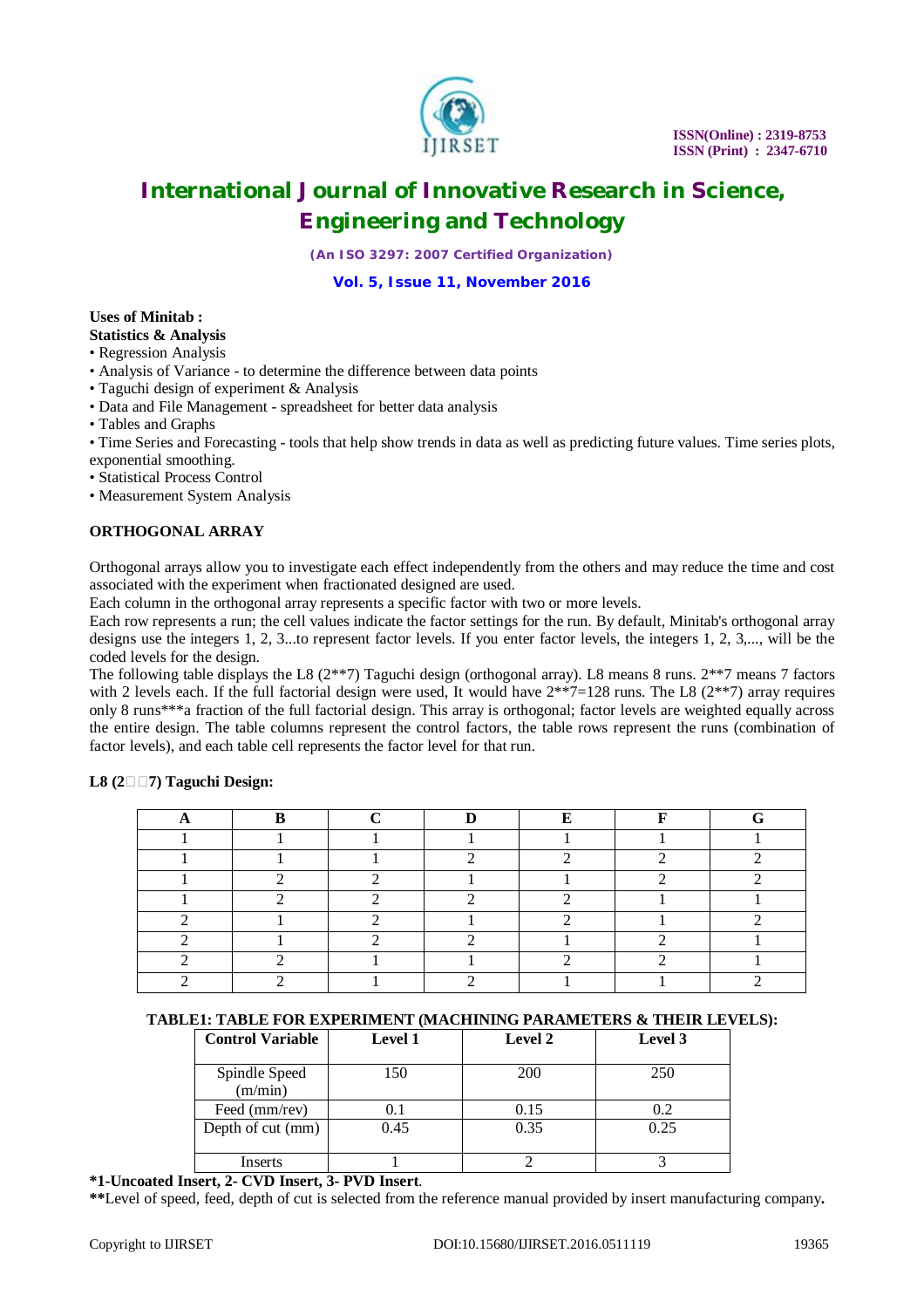**Uses of Minitab :**

**Statistics & Analysis**

- Regression Analysis
- Analysis of Variance - to determine the difference between data points
- Taguchi design of experiment & Analysis
- Data and File Management - spreadsheet for better data analysis
- Tables and Graphs
- Time Series and Forecasting - tools that help show trends in data as well as predicting future values. Time series plots, exponential smoothing.
- Statistical Process Control
- Measurement System Analysis

**ORTHOGONAL ARRAY**

Orthogonal arrays allow you to investigate each effect independently from the others and may reduce the time and cost associated with the experiment when fractionated designed are used.

Each column in the orthogonal array represents a specific factor with two or more levels.

Each row represents a run; the cell values indicate the factor settings for the run. By default, Minitab's orthogonal array designs use the integers 1, 2, 3...to represent factor levels. If you enter factor levels, the integers 1, 2, 3,..., will be the coded levels for the design.

The following table displays the L8 (2**7) Taguchi design (orthogonal array). L8 means 8 runs. 2**7 means 7 factors with 2 levels each. If the full factorial design were used, It would have 2**7=128 runs. The L8 (2**7) array requires only 8 runs***a fraction of the full factorial design. This array is orthogonal; factor levels are weighted equally across the entire design. The table columns represent the control factors, the table rows represent the runs (combination of factor levels), and each table cell represents the factor level for that run.

**L8 (2□□7) Taguchi Design:**

| A | B | C | D | E | F | G |
|---|---|---|---|---|---|---|
| 1 | 1 | 1 | 1 | 1 | 1 | 1 |
| 1 | 1 | 1 | 2 | 2 | 2 | 2 |
| 1 | 2 | 2 | 1 | 1 | 2 | 2 |
| 1 | 2 | 2 | 2 | 2 | 1 | 1 |
| 2 | 1 | 2 | 1 | 2 | 1 | 2 |
| 2 | 1 | 2 | 2 | 1 | 2 | 1 |
| 2 | 2 | 1 | 1 | 2 | 2 | 1 |
| 2 | 2 | 1 | 2 | 1 | 1 | 2 |

**TABLE1: TABLE FOR EXPERIMENT (MACHINING PARAMETERS & THEIR LEVELS):**

| Control Variable | Level 1 | Level 2 | Level 3 |
|---|---|---|---|
| Spindle Speed (m/min) | 150 | 200 | 250 |
| Feed (mm/rev) | 0.1 | 0.15 | 0.2 |
| Depth of cut (mm) | 0.45 | 0.35 | 0.25 |
| Inserts | 1 | 2 | 3 |

**\*1-Uncoated Insert, 2- CVD Insert, 3- PVD Insert**.

**\*\***Level of speed, feed, depth of cut is selected from the reference manual provided by insert manufacturing company**.**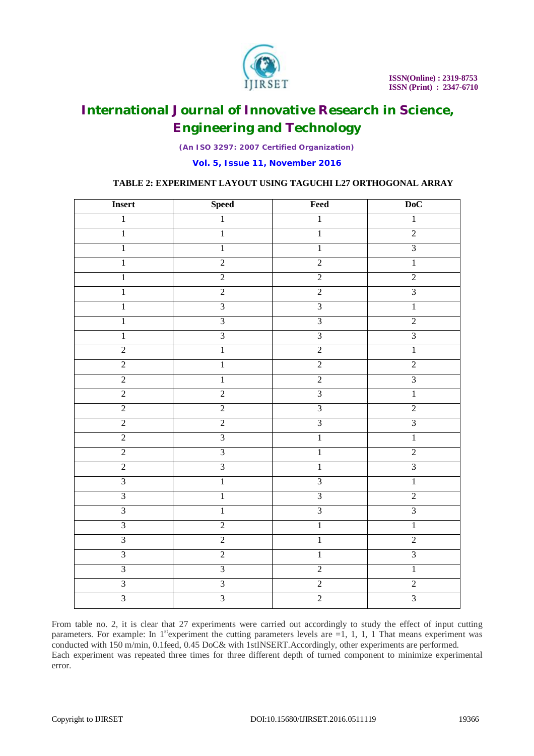**TABLE 2: EXPERIMENT LAYOUT USING TAGUCHI L27 ORTHOGONAL ARRAY**

| Insert | Speed | Feed | DoC |
|---|---|---|---|
| 1 | 1 | 1 | 1 |
| 1 | 1 | 1 | 2 |
| 1 | 1 | 1 | 3 |
| 1 | 2 | 2 | 1 |
| 1 | 2 | 2 | 2 |
| 1 | 2 | 2 | 3 |
| 1 | 3 | 3 | 1 |
| 1 | 3 | 3 | 2 |
| 1 | 3 | 3 | 3 |
| 2 | 1 | 2 | 1 |
| 2 | 1 | 2 | 2 |
| 2 | 1 | 2 | 3 |
| 2 | 2 | 3 | 1 |
| 2 | 2 | 3 | 2 |
| 2 | 2 | 3 | 3 |
| 2 | 3 | 1 | 1 |
| 2 | 3 | 1 | 2 |
| 2 | 3 | 1 | 3 |
| 3 | 1 | 3 | 1 |
| 3 | 1 | 3 | 2 |
| 3 | 1 | 3 | 3 |
| 3 | 2 | 1 | 1 |
| 3 | 2 | 1 | 2 |
| 3 | 2 | 1 | 3 |
| 3 | 3 | 2 | 1 |
| 3 | 3 | 2 | 2 |
| 3 | 3 | 2 | 3 |

From table no. 2, it is clear that 27 experiments were carried out accordingly to study the effect of input cutting parameters. For example: In 1st experiment the cutting parameters levels are =1, 1, 1, 1 That means experiment was conducted with 150 m/min, 0.1feed, 0.45 DoC& with 1stINSERT.Accordingly, other experiments are performed.
Each experiment was repeated three times for three different depth of turned component to minimize experimental error.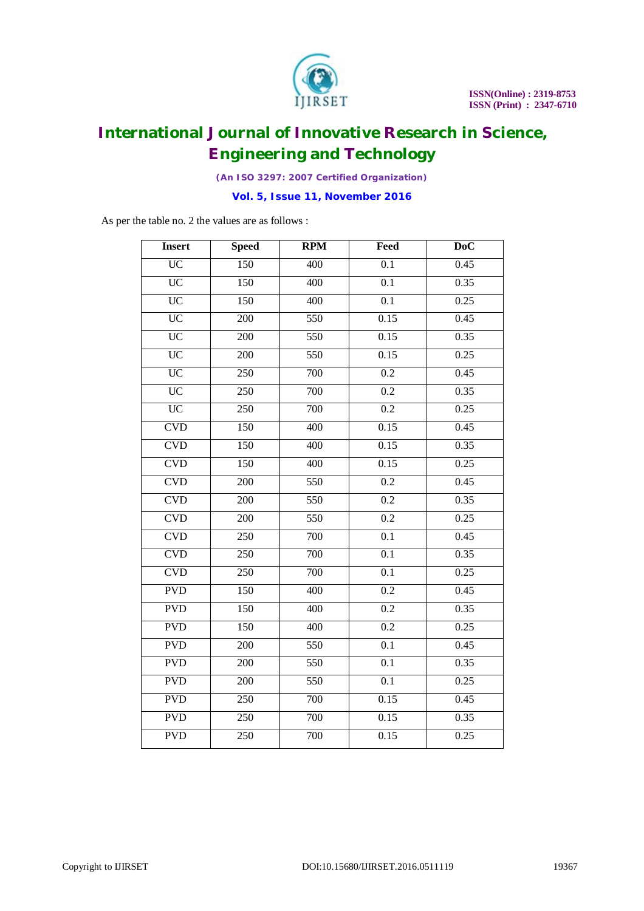As per the table no. 2 the values are as follows :

| Insert | Speed | RPM | Feed | DoC |
|---|---|---|---|---|
| UC | 150 | 400 | 0.1 | 0.45 |
| UC | 150 | 400 | 0.1 | 0.35 |
| UC | 150 | 400 | 0.1 | 0.25 |
| UC | 200 | 550 | 0.15 | 0.45 |
| UC | 200 | 550 | 0.15 | 0.35 |
| UC | 200 | 550 | 0.15 | 0.25 |
| UC | 250 | 700 | 0.2 | 0.45 |
| UC | 250 | 700 | 0.2 | 0.35 |
| UC | 250 | 700 | 0.2 | 0.25 |
| CVD | 150 | 400 | 0.15 | 0.45 |
| CVD | 150 | 400 | 0.15 | 0.35 |
| CVD | 150 | 400 | 0.15 | 0.25 |
| CVD | 200 | 550 | 0.2 | 0.45 |
| CVD | 200 | 550 | 0.2 | 0.35 |
| CVD | 200 | 550 | 0.2 | 0.25 |
| CVD | 250 | 700 | 0.1 | 0.45 |
| CVD | 250 | 700 | 0.1 | 0.35 |
| CVD | 250 | 700 | 0.1 | 0.25 |
| PVD | 150 | 400 | 0.2 | 0.45 |
| PVD | 150 | 400 | 0.2 | 0.35 |
| PVD | 150 | 400 | 0.2 | 0.25 |
| PVD | 200 | 550 | 0.1 | 0.45 |
| PVD | 200 | 550 | 0.1 | 0.35 |
| PVD | 200 | 550 | 0.1 | 0.25 |
| PVD | 250 | 700 | 0.15 | 0.45 |
| PVD | 250 | 700 | 0.15 | 0.35 |
| PVD | 250 | 700 | 0.15 | 0.25 |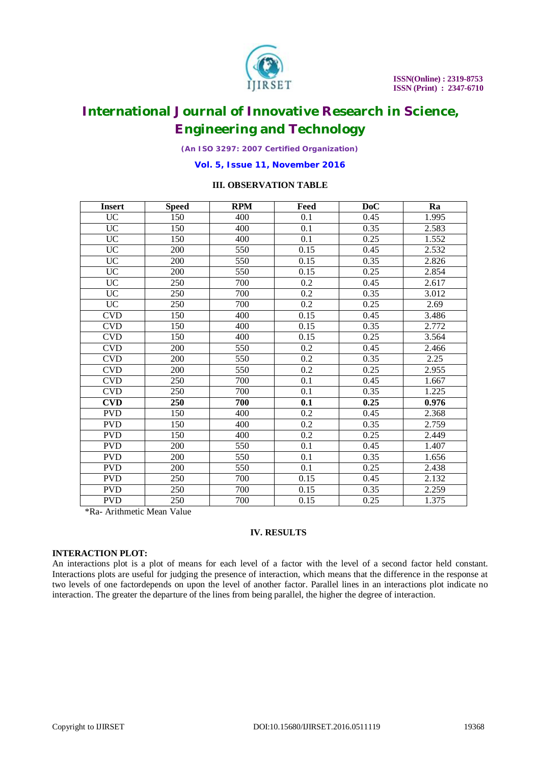## III. OBSERVATION TABLE

| Insert | Speed | RPM | Feed | DoC | Ra |
|---|---|---|---|---|---|
| UC | 150 | 400 | 0.1 | 0.45 | 1.995 |
| UC | 150 | 400 | 0.1 | 0.35 | 2.583 |
| UC | 150 | 400 | 0.1 | 0.25 | 1.552 |
| UC | 200 | 550 | 0.15 | 0.45 | 2.532 |
| UC | 200 | 550 | 0.15 | 0.35 | 2.826 |
| UC | 200 | 550 | 0.15 | 0.25 | 2.854 |
| UC | 250 | 700 | 0.2 | 0.45 | 2.617 |
| UC | 250 | 700 | 0.2 | 0.35 | 3.012 |
| UC | 250 | 700 | 0.2 | 0.25 | 2.69 |
| CVD | 150 | 400 | 0.15 | 0.45 | 3.486 |
| CVD | 150 | 400 | 0.15 | 0.35 | 2.772 |
| CVD | 150 | 400 | 0.15 | 0.25 | 3.564 |
| CVD | 200 | 550 | 0.2 | 0.45 | 2.466 |
| CVD | 200 | 550 | 0.2 | 0.35 | 2.25 |
| CVD | 200 | 550 | 0.2 | 0.25 | 2.955 |
| CVD | 250 | 700 | 0.1 | 0.45 | 1.667 |
| CVD | 250 | 700 | 0.1 | 0.35 | 1.225 |
| **CVD** | **250** | **700** | **0.1** | **0.25** | **0.976** |
| PVD | 150 | 400 | 0.2 | 0.45 | 2.368 |
| PVD | 150 | 400 | 0.2 | 0.35 | 2.759 |
| PVD | 150 | 400 | 0.2 | 0.25 | 2.449 |
| PVD | 200 | 550 | 0.1 | 0.45 | 1.407 |
| PVD | 200 | 550 | 0.1 | 0.35 | 1.656 |
| PVD | 200 | 550 | 0.1 | 0.25 | 2.438 |
| PVD | 250 | 700 | 0.15 | 0.45 | 2.132 |
| PVD | 250 | 700 | 0.15 | 0.35 | 2.259 |
| PVD | 250 | 700 | 0.15 | 0.25 | 1.375 |

*Ra- Arithmetic Mean Value

## IV. RESULTS

**INTERACTION PLOT:**

An interactions plot is a plot of means for each level of a factor with the level of a second factor held constant. Interactions plots are useful for judging the presence of interaction, which means that the difference in the response at two levels of one factordepends on upon the level of another factor. Parallel lines in an interactions plot indicate no interaction. The greater the departure of the lines from being parallel, the higher the degree of interaction.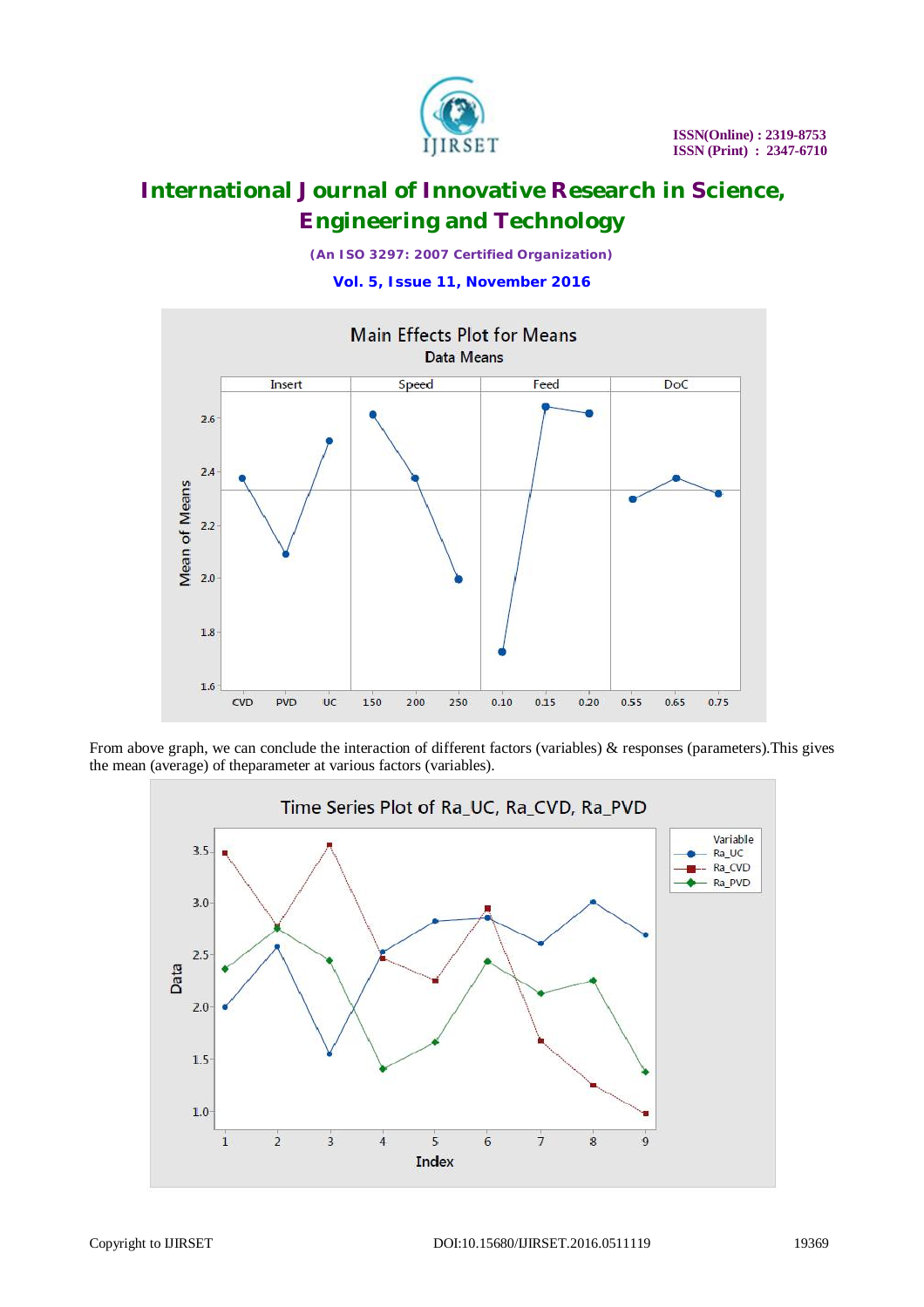From above graph, we can conclude the interaction of different factors (variables) & responses (parameters).This gives the mean (average) of theparameter at various factors (variables).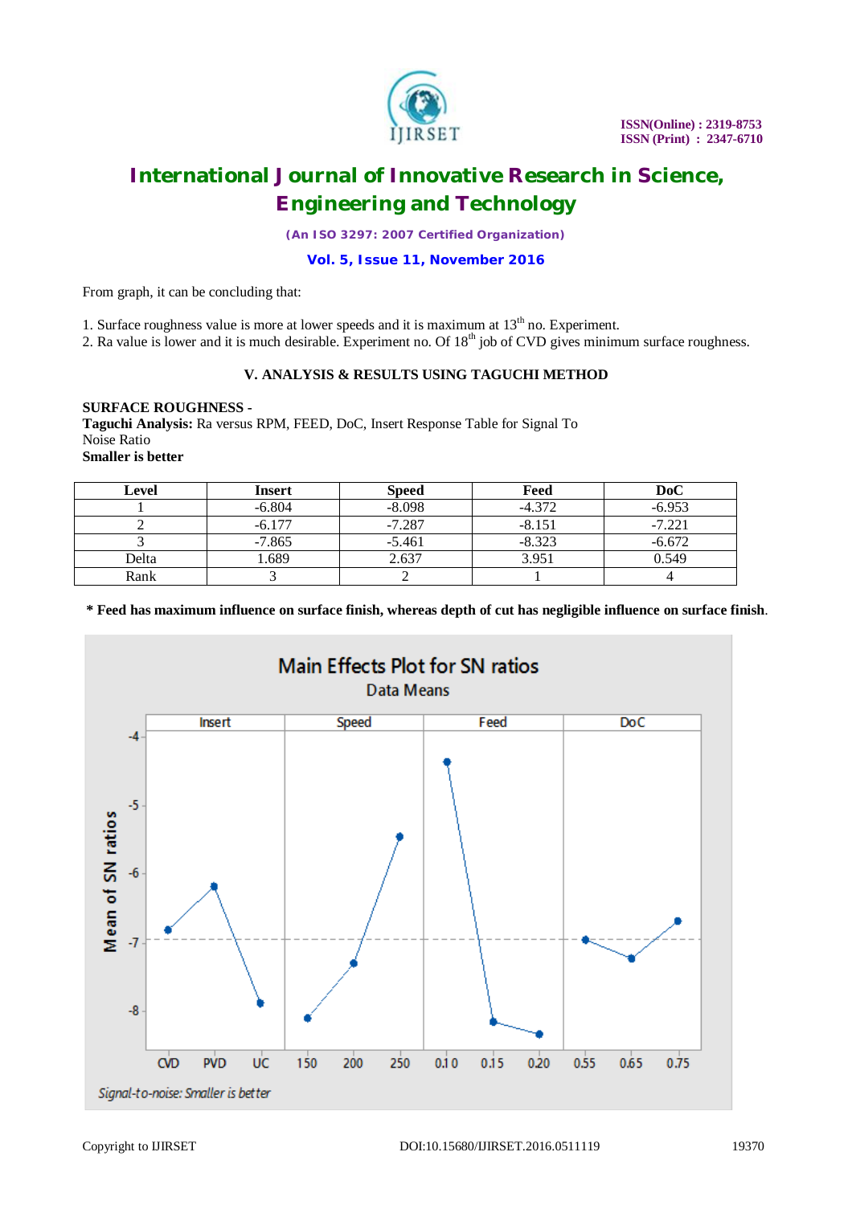From graph, it can be concluding that:

1. Surface roughness value is more at lower speeds and it is maximum at 13th no. Experiment.
2. Ra value is lower and it is much desirable. Experiment no. Of 18th job of CVD gives minimum surface roughness.

## V. ANALYSIS & RESULTS USING TAGUCHI METHOD

**SURFACE ROUGHNESS -**
**Taguchi Analysis:** Ra versus RPM, FEED, DoC, Insert Response Table for Signal To Noise Ratio
**Smaller is better**

| Level | Insert | Speed | Feed | DoC |
|---|---|---|---|---|
| 1 | -6.804 | -8.098 | -4.372 | -6.953 |
| 2 | -6.177 | -7.287 | -8.151 | -7.221 |
| 3 | -7.865 | -5.461 | -8.323 | -6.672 |
| Delta | 1.689 | 2.637 | 3.951 | 0.549 |
| Rank | 3 | 2 | 1 | 4 |

**\* Feed has maximum influence on surface finish, whereas depth of cut has negligible influence on surface finish**.

Main Effects Plot for SN ratios

Data Means

Signal-to-noise: Smaller is better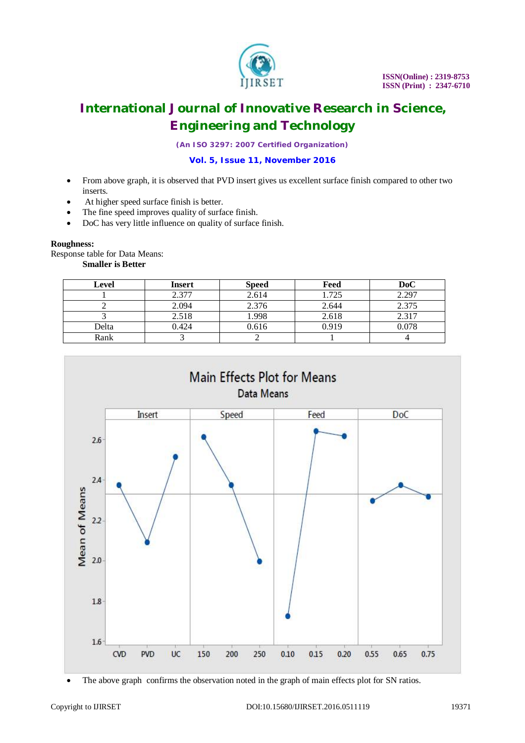- From above graph, it is observed that PVD insert gives us excellent surface finish compared to other two inserts.
- At higher speed surface finish is better.
- The fine speed improves quality of surface finish.
- DoC has very little influence on quality of surface finish.

**Roughness:**

Response table for Data Means:

**Smaller is Better**

| Level | Insert | Speed | Feed | DoC |
|---|---|---|---|---|
| 1 | 2.377 | 2.614 | 1.725 | 2.297 |
| 2 | 2.094 | 2.376 | 2.644 | 2.375 |
| 3 | 2.518 | 1.998 | 2.618 | 2.317 |
| Delta | 0.424 | 0.616 | 0.919 | 0.078 |
| Rank | 3 | 2 | 1 | 4 |

- The above graph confirms the observation noted in the graph of main effects plot for SN ratios.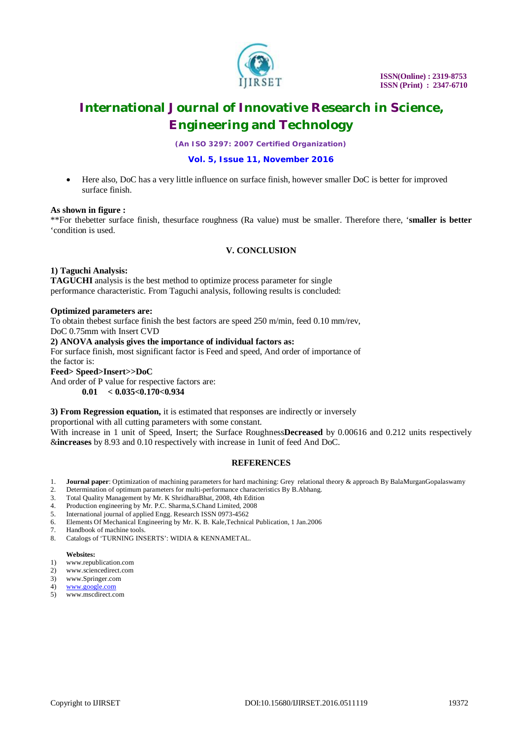- Here also, DoC has a very little influence on surface finish, however smaller DoC is better for improved surface finish.

**As shown in figure :**
**For thebetter surface finish, thesurface roughness (Ra value) must be smaller. Therefore there, '**smaller is better** 'condition is used.

## V. CONCLUSION

**1) Taguchi Analysis:**
**TAGUCHI** analysis is the best method to optimize process parameter for single performance characteristic. From Taguchi analysis, following results is concluded:

**Optimized parameters are:**
To obtain thebest surface finish the best factors are speed 250 m/min, feed 0.10 mm/rev, DoC 0.75mm with Insert CVD

**2) ANOVA analysis gives the importance of individual factors as:**
For surface finish, most significant factor is Feed and speed, And order of importance of the factor is:
**Feed> Speed>Insert>>DoC**
And order of P value for respective factors are:
**0.01 < 0.035<0.170<0.934**

**3) From Regression equation,** it is estimated that responses are indirectly or inversely proportional with all cutting parameters with some constant.
With increase in 1 unit of Speed, Insert; the Surface Roughness**Decreased** by 0.00616 and 0.212 units respectively &**increases** by 8.93 and 0.10 respectively with increase in 1unit of feed And DoC.

## REFERENCES

1. **Journal paper**: Optimization of machining parameters for hard machining: Grey relational theory & approach By BalaMurganGopalaswamy
2. Determination of optimum parameters for multi-performance characteristics By B.Abhang.
3. Total Quality Management by Mr. K ShridharaBhat, 2008, 4th Edition
4. Production engineering by Mr. P.C. Sharma,S.Chand Limited, 2008
5. International journal of applied Engg. Research ISSN 0973-4562
6. Elements Of Mechanical Engineering by Mr. K. B. Kale,Technical Publication, 1 Jan.2006
7. Handbook of machine tools.
8. Catalogs of 'TURNING INSERTS': WIDIA & KENNAMETAL.

**Websites:**

1) www.republication.com
2) www.sciencedirect.com
3) www.Springer.com
4) www.google.com
5) www.mscdirect.com